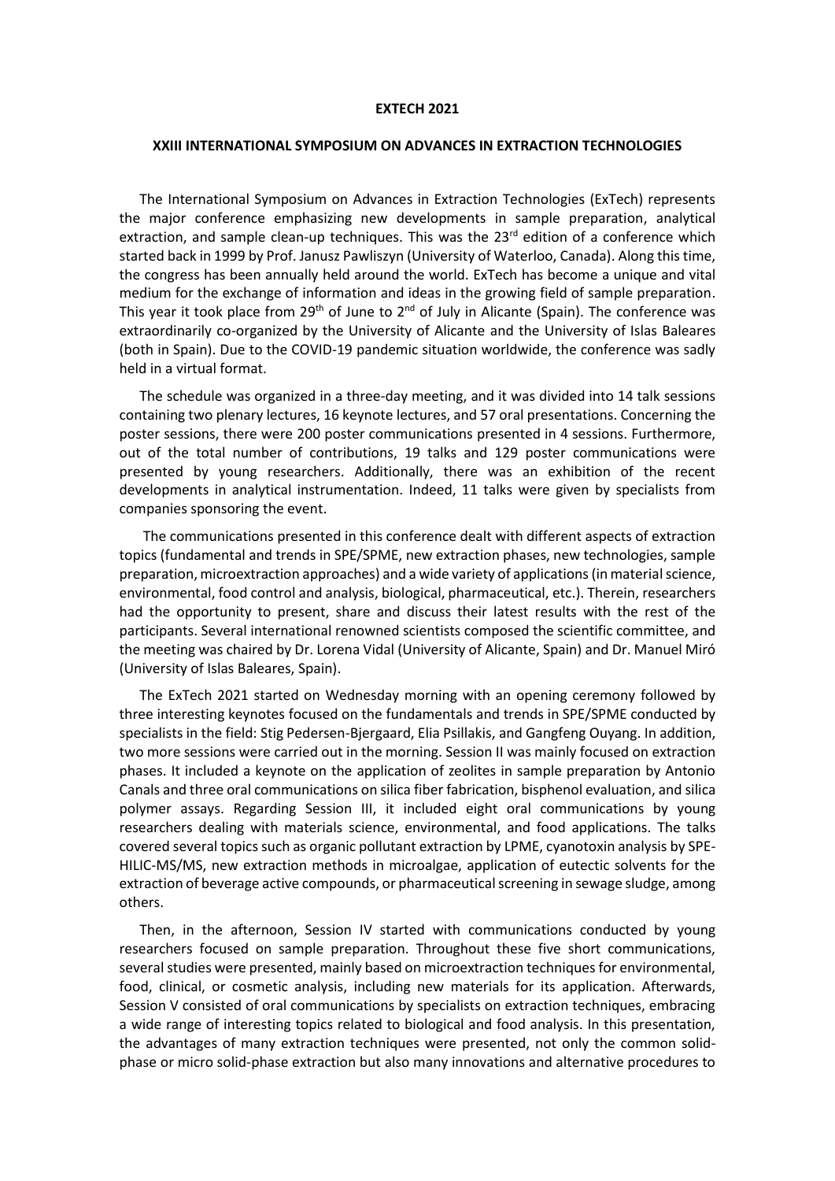**EXTECH 2021**

**XXIII INTERNATIONAL SYMPOSIUM ON ADVANCES IN EXTRACTION TECHNOLOGIES**

The International Symposium on Advances in Extraction Technologies (ExTech) represents the major conference emphasizing new developments in sample preparation, analytical extraction, and sample clean-up techniques. This was the 23rd edition of a conference which started back in 1999 by Prof. Janusz Pawliszyn (University of Waterloo, Canada). Along this time, the congress has been annually held around the world. ExTech has become a unique and vital medium for the exchange of information and ideas in the growing field of sample preparation. This year it took place from 29th of June to 2nd of July in Alicante (Spain). The conference was extraordinarily co-organized by the University of Alicante and the University of Islas Baleares (both in Spain). Due to the COVID-19 pandemic situation worldwide, the conference was sadly held in a virtual format.

The schedule was organized in a three-day meeting, and it was divided into 14 talk sessions containing two plenary lectures, 16 keynote lectures, and 57 oral presentations. Concerning the poster sessions, there were 200 poster communications presented in 4 sessions. Furthermore, out of the total number of contributions, 19 talks and 129 poster communications were presented by young researchers. Additionally, there was an exhibition of the recent developments in analytical instrumentation. Indeed, 11 talks were given by specialists from companies sponsoring the event.

The communications presented in this conference dealt with different aspects of extraction topics (fundamental and trends in SPE/SPME, new extraction phases, new technologies, sample preparation, microextraction approaches) and a wide variety of applications (in material science, environmental, food control and analysis, biological, pharmaceutical, etc.). Therein, researchers had the opportunity to present, share and discuss their latest results with the rest of the participants. Several international renowned scientists composed the scientific committee, and the meeting was chaired by Dr. Lorena Vidal (University of Alicante, Spain) and Dr. Manuel Miró (University of Islas Baleares, Spain).

The ExTech 2021 started on Wednesday morning with an opening ceremony followed by three interesting keynotes focused on the fundamentals and trends in SPE/SPME conducted by specialists in the field: Stig Pedersen-Bjergaard, Elia Psillakis, and Gangfeng Ouyang. In addition, two more sessions were carried out in the morning. Session II was mainly focused on extraction phases. It included a keynote on the application of zeolites in sample preparation by Antonio Canals and three oral communications on silica fiber fabrication, bisphenol evaluation, and silica polymer assays. Regarding Session III, it included eight oral communications by young researchers dealing with materials science, environmental, and food applications. The talks covered several topics such as organic pollutant extraction by LPME, cyanotoxin analysis by SPE-HILIC-MS/MS, new extraction methods in microalgae, application of eutectic solvents for the extraction of beverage active compounds, or pharmaceutical screening in sewage sludge, among others.

Then, in the afternoon, Session IV started with communications conducted by young researchers focused on sample preparation. Throughout these five short communications, several studies were presented, mainly based on microextraction techniques for environmental, food, clinical, or cosmetic analysis, including new materials for its application. Afterwards, Session V consisted of oral communications by specialists on extraction techniques, embracing a wide range of interesting topics related to biological and food analysis. In this presentation, the advantages of many extraction techniques were presented, not only the common solid-phase or micro solid-phase extraction but also many innovations and alternative procedures to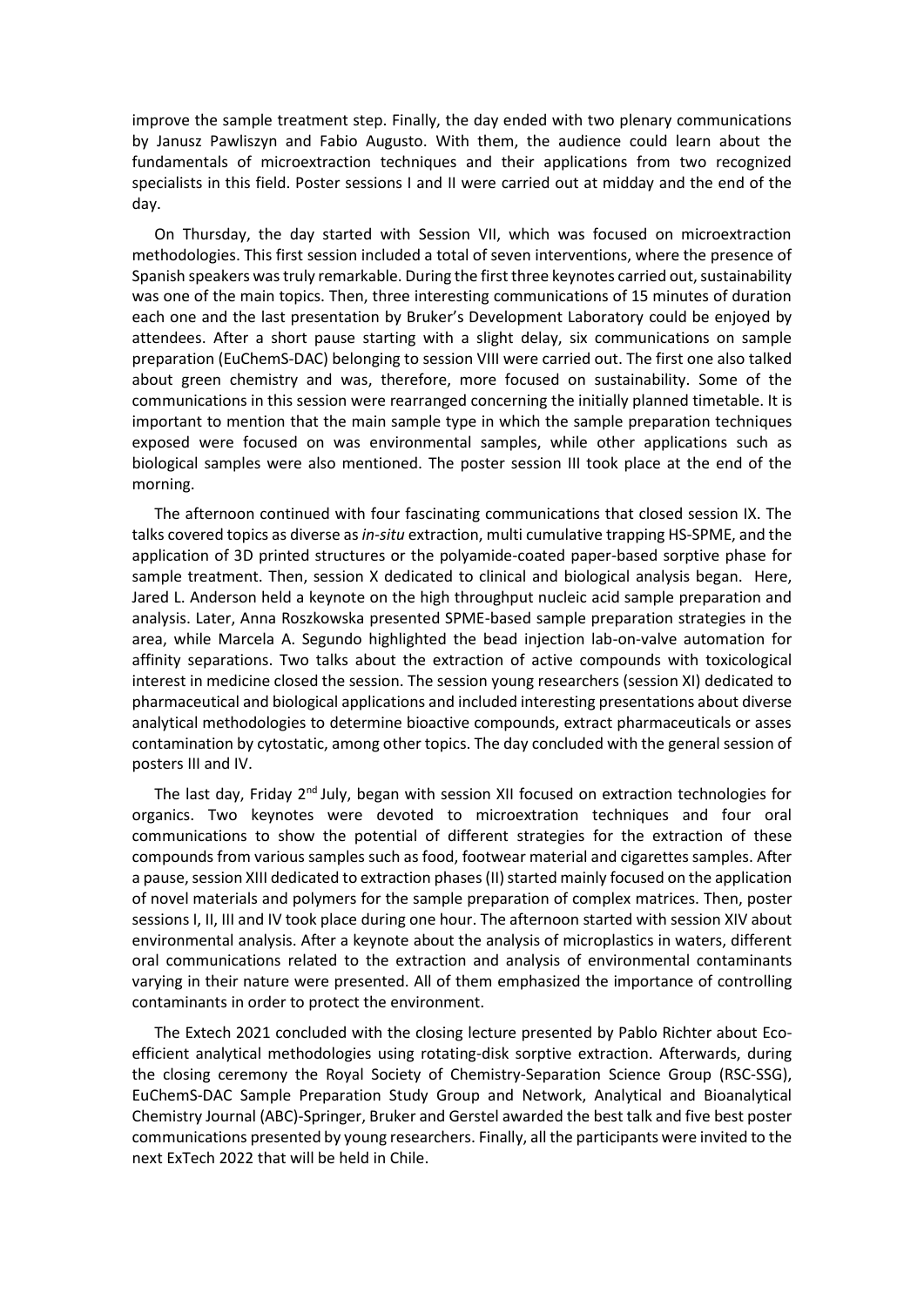improve the sample treatment step. Finally, the day ended with two plenary communications by Janusz Pawliszyn and Fabio Augusto. With them, the audience could learn about the fundamentals of microextraction techniques and their applications from two recognized specialists in this field. Poster sessions I and II were carried out at midday and the end of the day.

On Thursday, the day started with Session VII, which was focused on microextraction methodologies. This first session included a total of seven interventions, where the presence of Spanish speakers was truly remarkable. During the first three keynotes carried out, sustainability was one of the main topics. Then, three interesting communications of 15 minutes of duration each one and the last presentation by Bruker's Development Laboratory could be enjoyed by attendees. After a short pause starting with a slight delay, six communications on sample preparation (EuChemS-DAC) belonging to session VIII were carried out. The first one also talked about green chemistry and was, therefore, more focused on sustainability. Some of the communications in this session were rearranged concerning the initially planned timetable. It is important to mention that the main sample type in which the sample preparation techniques exposed were focused on was environmental samples, while other applications such as biological samples were also mentioned. The poster session III took place at the end of the morning.

The afternoon continued with four fascinating communications that closed session IX. The talks covered topics as diverse as *in-situ* extraction, multi cumulative trapping HS-SPME, and the application of 3D printed structures or the polyamide-coated paper-based sorptive phase for sample treatment. Then, session X dedicated to clinical and biological analysis began. Here, Jared L. Anderson held a keynote on the high throughput nucleic acid sample preparation and analysis. Later, Anna Roszkowska presented SPME-based sample preparation strategies in the area, while Marcela A. Segundo highlighted the bead injection lab-on-valve automation for affinity separations. Two talks about the extraction of active compounds with toxicological interest in medicine closed the session. The session young researchers (session XI) dedicated to pharmaceutical and biological applications and included interesting presentations about diverse analytical methodologies to determine bioactive compounds, extract pharmaceuticals or asses contamination by cytostatic, among other topics. The day concluded with the general session of posters III and IV.

The last day, Friday 2nd July, began with session XII focused on extraction technologies for organics. Two keynotes were devoted to microextration techniques and four oral communications to show the potential of different strategies for the extraction of these compounds from various samples such as food, footwear material and cigarettes samples. After a pause, session XIII dedicated to extraction phases (II) started mainly focused on the application of novel materials and polymers for the sample preparation of complex matrices. Then, poster sessions I, II, III and IV took place during one hour. The afternoon started with session XIV about environmental analysis. After a keynote about the analysis of microplastics in waters, different oral communications related to the extraction and analysis of environmental contaminants varying in their nature were presented. All of them emphasized the importance of controlling contaminants in order to protect the environment.

The Extech 2021 concluded with the closing lecture presented by Pablo Richter about Eco-efficient analytical methodologies using rotating-disk sorptive extraction. Afterwards, during the closing ceremony the Royal Society of Chemistry-Separation Science Group (RSC-SSG), EuChemS-DAC Sample Preparation Study Group and Network, Analytical and Bioanalytical Chemistry Journal (ABC)-Springer, Bruker and Gerstel awarded the best talk and five best poster communications presented by young researchers. Finally, all the participants were invited to the next ExTech 2022 that will be held in Chile.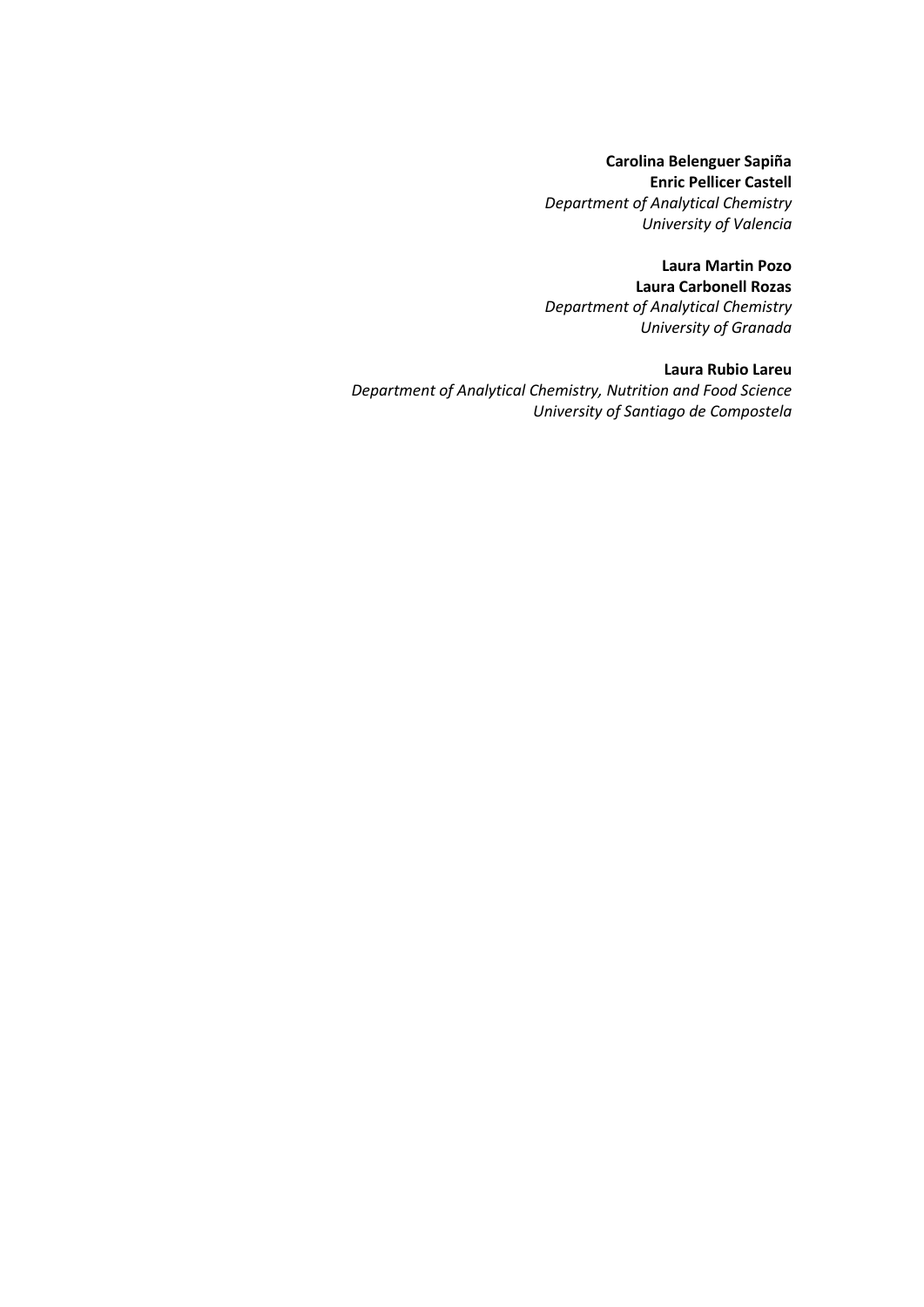**Carolina Belenguer Sapiña**
**Enric Pellicer Castell**
*Department of Analytical Chemistry*
*University of Valencia*

**Laura Martin Pozo**
**Laura Carbonell Rozas**
*Department of Analytical Chemistry*
*University of Granada*

**Laura Rubio Lareu**
*Department of Analytical Chemistry, Nutrition and Food Science*
*University of Santiago de Compostela*